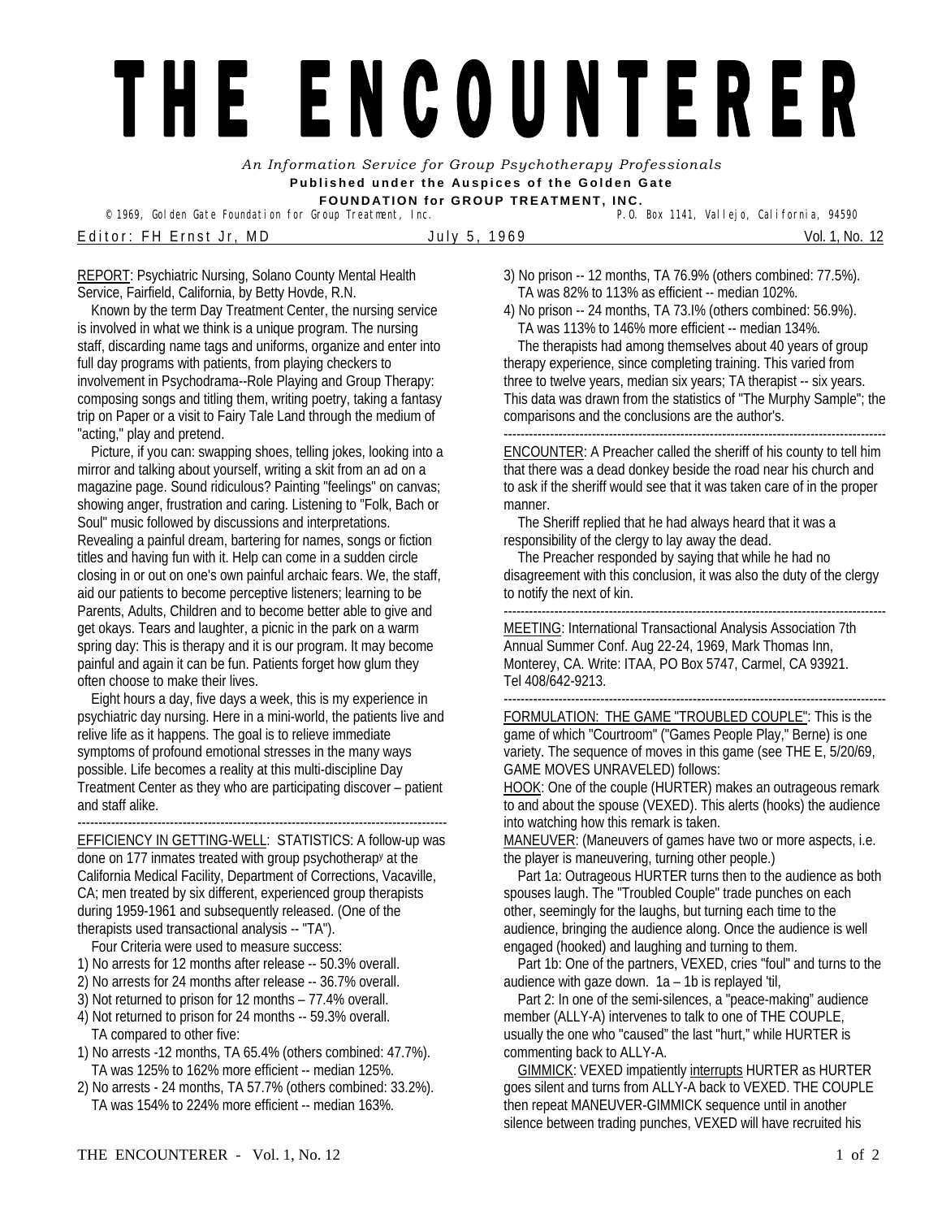# THE ENCOUNTERER

*An Information Service for Group Psychotherapy Professionals*

**Published under the Auspices of the Golden Gate FOUNDATION for GROUP TREATMENT, INC.**

© 1969, Golden Gate Foundation for Group Treatment, Inc. P.O. Box 1141, Vallejo, California, 94590

Editor: FH Ernst Jr, MD July 5, 1969 Vol. 1, No. 12

REPORT: Psychiatric Nursing, Solano County Mental Health Service, Fairfield, California, by Betty Hovde, R.N.

Known by the term Day Treatment Center, the nursing service is involved in what we think is a unique program. The nursing staff, discarding name tags and uniforms, organize and enter into full day programs with patients, from playing checkers to involvement in Psychodrama--Role Playing and Group Therapy: composing songs and titling them, writing poetry, taking a fantasy trip on Paper or a visit to Fairy Tale Land through the medium of "acting," play and pretend.

Picture, if you can: swapping shoes, telling jokes, looking into a mirror and talking about yourself, writing a skit from an ad on a magazine page. Sound ridiculous? Painting "feelings" on canvas; showing anger, frustration and caring. Listening to "Folk, Bach or Soul" music followed by discussions and interpretations. Revealing a painful dream, bartering for names, songs or fiction titles and having fun with it. Help can come in a sudden circle closing in or out on one's own painful archaic fears. We, the staff, aid our patients to become perceptive listeners; learning to be Parents, Adults, Children and to become better able to give and get okays. Tears and laughter, a picnic in the park on a warm spring day: This is therapy and it is our program. It may become painful and again it can be fun. Patients forget how glum they often choose to make their lives.

Eight hours a day, five days a week, this is my experience in psychiatric day nursing. Here in a mini-world, the patients live and relive life as it happens. The goal is to relieve immediate symptoms of profound emotional stresses in the many ways possible. Life becomes a reality at this multi-discipline Day Treatment Center as they who are participating discover – patient and staff alike.

---

EFFICIENCY IN GETTING-WELL: STATISTICS: A follow-up was done on 177 inmates treated with group psychotherapy at the California Medical Facility, Department of Corrections, Vacaville, CA; men treated by six different, experienced group therapists during 1959-1961 and subsequently released. (One of the therapists used transactional analysis -- "TA").

Four Criteria were used to measure success:

1) No arrests for 12 months after release -- 50.3% overall.
2) No arrests for 24 months after release -- 36.7% overall.
3) Not returned to prison for 12 months – 77.4% overall.
4) Not returned to prison for 24 months -- 59.3% overall.

TA compared to other five:

1) No arrests -12 months, TA 65.4% (others combined: 47.7%). TA was 125% to 162% more efficient -- median 125%.
2) No arrests - 24 months, TA 57.7% (others combined: 33.2%). TA was 154% to 224% more efficient -- median 163%.
3) No prison -- 12 months, TA 76.9% (others combined: 77.5%). TA was 82% to 113% as efficient -- median 102%.
4) No prison -- 24 months, TA 73.I% (others combined: 56.9%). TA was 113% to 146% more efficient -- median 134%.

The therapists had among themselves about 40 years of group therapy experience, since completing training. This varied from three to twelve years, median six years; TA therapist -- six years. This data was drawn from the statistics of "The Murphy Sample"; the comparisons and the conclusions are the author's.

---

ENCOUNTER: A Preacher called the sheriff of his county to tell him that there was a dead donkey beside the road near his church and to ask if the sheriff would see that it was taken care of in the proper manner.

The Sheriff replied that he had always heard that it was a responsibility of the clergy to lay away the dead.

The Preacher responded by saying that while he had no disagreement with this conclusion, it was also the duty of the clergy to notify the next of kin.

---

MEETING: International Transactional Analysis Association 7th Annual Summer Conf. Aug 22-24, 1969, Mark Thomas Inn, Monterey, CA. Write: ITAA, PO Box 5747, Carmel, CA 93921. Tel 408/642-9213.

---

FORMULATION: THE GAME "TROUBLED COUPLE": This is the game of which "Courtroom" ("Games People Play," Berne) is one variety. The sequence of moves in this game (see THE E, 5/20/69, GAME MOVES UNRAVELED) follows:

HOOK: One of the couple (HURTER) makes an outrageous remark to and about the spouse (VEXED). This alerts (hooks) the audience into watching how this remark is taken.

MANEUVER: (Maneuvers of games have two or more aspects, i.e. the player is maneuvering, turning other people.)

Part 1a: Outrageous HURTER turns then to the audience as both spouses laugh. The "Troubled Couple" trade punches on each other, seemingly for the laughs, but turning each time to the audience, bringing the audience along. Once the audience is well engaged (hooked) and laughing and turning to them.

Part 1b: One of the partners, VEXED, cries "foul" and turns to the audience with gaze down. 1a – 1b is replayed 'til,

Part 2: In one of the semi-silences, a "peace-making" audience member (ALLY-A) intervenes to talk to one of THE COUPLE, usually the one who "caused" the last "hurt," while HURTER is commenting back to ALLY-A.

GIMMICK: VEXED impatiently interrupts HURTER as HURTER goes silent and turns from ALLY-A back to VEXED. THE COUPLE then repeat MANEUVER-GIMMICK sequence until in another silence between trading punches, VEXED will have recruited his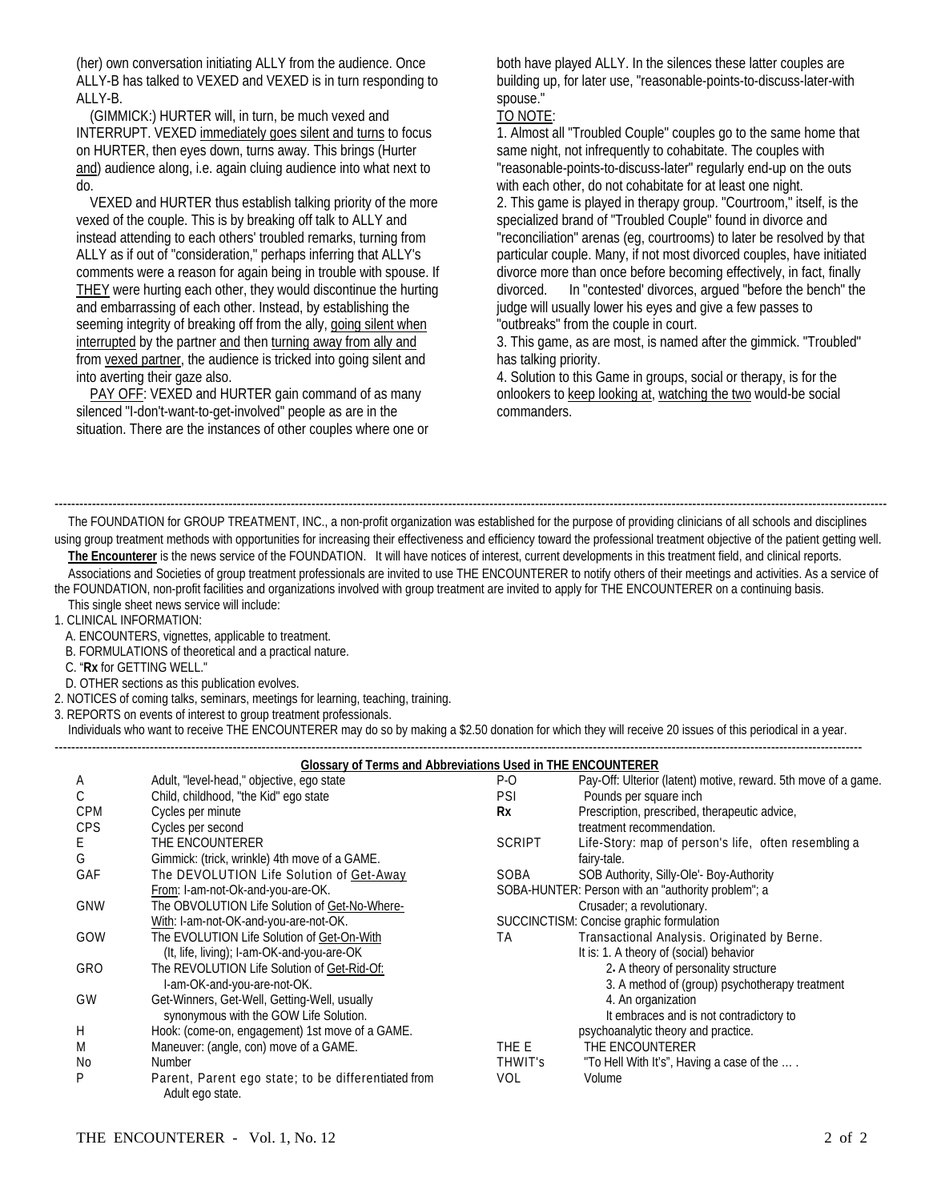(her) own conversation initiating ALLY from the audience. Once ALLY-B has talked to VEXED and VEXED is in turn responding to ALLY-B.

(GIMMICK:) HURTER will, in turn, be much vexed and INTERRUPT. VEXED immediately goes silent and turns to focus on HURTER, then eyes down, turns away. This brings (Hurter and) audience along, i.e. again cluing audience into what next to do.

VEXED and HURTER thus establish talking priority of the more vexed of the couple. This is by breaking off talk to ALLY and instead attending to each others' troubled remarks, turning from ALLY as if out of "consideration," perhaps inferring that ALLY's comments were a reason for again being in trouble with spouse. If THEY were hurting each other, they would discontinue the hurting and embarrassing of each other. Instead, by establishing the seeming integrity of breaking off from the ally, going silent when interrupted by the partner and then turning away from ally and from vexed partner, the audience is tricked into going silent and into averting their gaze also.

PAY OFF: VEXED and HURTER gain command of as many silenced "I-don't-want-to-get-involved" people as are in the situation. There are the instances of other couples where one or both have played ALLY. In the silences these latter couples are building up, for later use, "reasonable-points-to-discuss-later-with spouse."

TO NOTE:

1. Almost all "Troubled Couple" couples go to the same home that same night, not infrequently to cohabitate. The couples with "reasonable-points-to-discuss-later" regularly end-up on the outs with each other, do not cohabitate for at least one night.
2. This game is played in therapy group. "Courtroom," itself, is the specialized brand of "Troubled Couple" found in divorce and "reconciliation" arenas (eg, courtrooms) to later be resolved by that particular couple. Many, if not most divorced couples, have initiated divorce more than once before becoming effectively, in fact, finally divorced. In "contested' divorces, argued "before the bench" the judge will usually lower his eyes and give a few passes to "outbreaks" from the couple in court.
3. This game, as are most, is named after the gimmick. "Troubled" has talking priority.
4. Solution to this Game in groups, social or therapy, is for the onlookers to keep looking at, watching the two would-be social commanders.

---

The FOUNDATION for GROUP TREATMENT, INC., a non-profit organization was established for the purpose of providing clinicians of all schools and disciplines using group treatment methods with opportunities for increasing their effectiveness and efficiency toward the professional treatment objective of the patient getting well.

**The Encounterer** is the news service of the FOUNDATION. It will have notices of interest, current developments in this treatment field, and clinical reports.

Associations and Societies of group treatment professionals are invited to use THE ENCOUNTERER to notify others of their meetings and activities. As a service of the FOUNDATION, non-profit facilities and organizations involved with group treatment are invited to apply for THE ENCOUNTERER on a continuing basis.

This single sheet news service will include:

1. CLINICAL INFORMATION:
   A. ENCOUNTERS, vignettes, applicable to treatment.
   B. FORMULATIONS of theoretical and a practical nature.
   C. "**Rx** for GETTING WELL."
   D. OTHER sections as this publication evolves.
2. NOTICES of coming talks, seminars, meetings for learning, teaching, training.
3. REPORTS on events of interest to group treatment professionals.

Individuals who want to receive THE ENCOUNTERER may do so by making a $2.50 donation for which they will receive 20 issues of this periodical in a year.

---

## Glossary of Terms and Abbreviations Used in THE ENCOUNTERER

| | |
|---|---|
| A | Adult, "level-head," objective, ego state |
| C | Child, childhood, "the Kid" ego state |
| CPM | Cycles per minute |
| CPS | Cycles per second |
| E | THE ENCOUNTERER |
| G | Gimmick: (trick, wrinkle) 4th move of a GAME. |
| GAF | The DEVOLUTION Life Solution of Get-Away From: I-am-not-Ok-and-you-are-OK. |
| GNW | The OBVOLUTION Life Solution of Get-No-Where-With: I-am-not-OK-and-you-are-not-OK. |
| GOW | The EVOLUTION Life Solution of Get-On-With (It, life, living); I-am-OK-and-you-are-OK |
| GRO | The REVOLUTION Life Solution of Get-Rid-Of: I-am-OK-and-you-are-not-OK. |
| GW | Get-Winners, Get-Well, Getting-Well, usually synonymous with the GOW Life Solution. |
| H | Hook: (come-on, engagement) 1st move of a GAME. |
| M | Maneuver: (angle, con) move of a GAME. |
| No | Number |
| P | Parent, Parent ego state; to be differentiated from Adult ego state. |
| P-O | Pay-Off: Ulterior (latent) motive, reward. 5th move of a game. |
| PSI | Pounds per square inch |
| **Rx** | Prescription, prescribed, therapeutic advice, treatment recommendation. |
| SCRIPT | Life-Story: map of person's life, often resembling a fairy-tale. |
| SOBA | SOB Authority, Silly-Ole'- Boy-Authority |
| SOBA-HUNTER | Person with an "authority problem"; a Crusader; a revolutionary. |
| SUCCINCTISM | Concise graphic formulation |
| TA | Transactional Analysis. Originated by Berne. It is: 1. A theory of (social) behavior 2. A theory of personality structure 3. A method of (group) psychotherapy treatment 4. An organization. It embraces and is not contradictory to psychoanalytic theory and practice. |
| THE E | THE ENCOUNTERER |
| THWIT's | "To Hell With It's", Having a case of the … . |
| VOL | Volume |